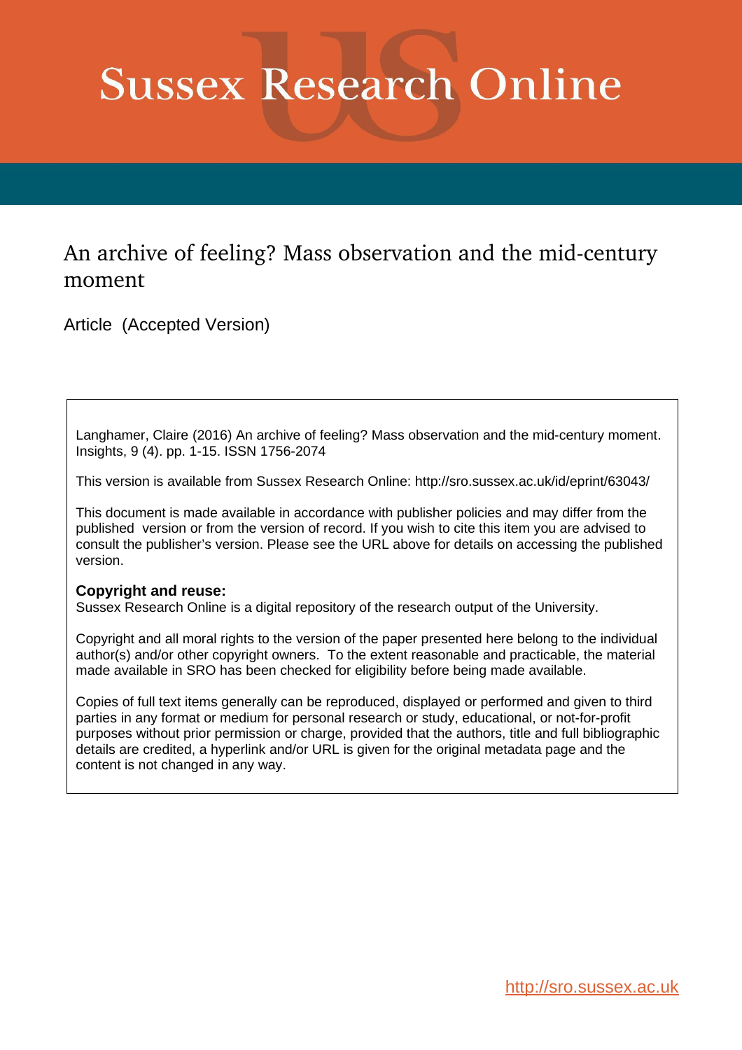# Sussex Research Online

## An archive of feeling? Mass observation and the mid-century moment

Article (Accepted Version)

Langhamer, Claire (2016) An archive of feeling? Mass observation and the mid-century moment. Insights, 9 (4). pp. 1-15. ISSN 1756-2074

This version is available from Sussex Research Online: http://sro.sussex.ac.uk/id/eprint/63043/

This document is made available in accordance with publisher policies and may differ from the published version or from the version of record. If you wish to cite this item you are advised to consult the publisher's version. Please see the URL above for details on accessing the published version.

**Copyright and reuse:**
Sussex Research Online is a digital repository of the research output of the University.

Copyright and all moral rights to the version of the paper presented here belong to the individual author(s) and/or other copyright owners. To the extent reasonable and practicable, the material made available in SRO has been checked for eligibility before being made available.

Copies of full text items generally can be reproduced, displayed or performed and given to third parties in any format or medium for personal research or study, educational, or not-for-profit purposes without prior permission or charge, provided that the authors, title and full bibliographic details are credited, a hyperlink and/or URL is given for the original metadata page and the content is not changed in any way.

http://sro.sussex.ac.uk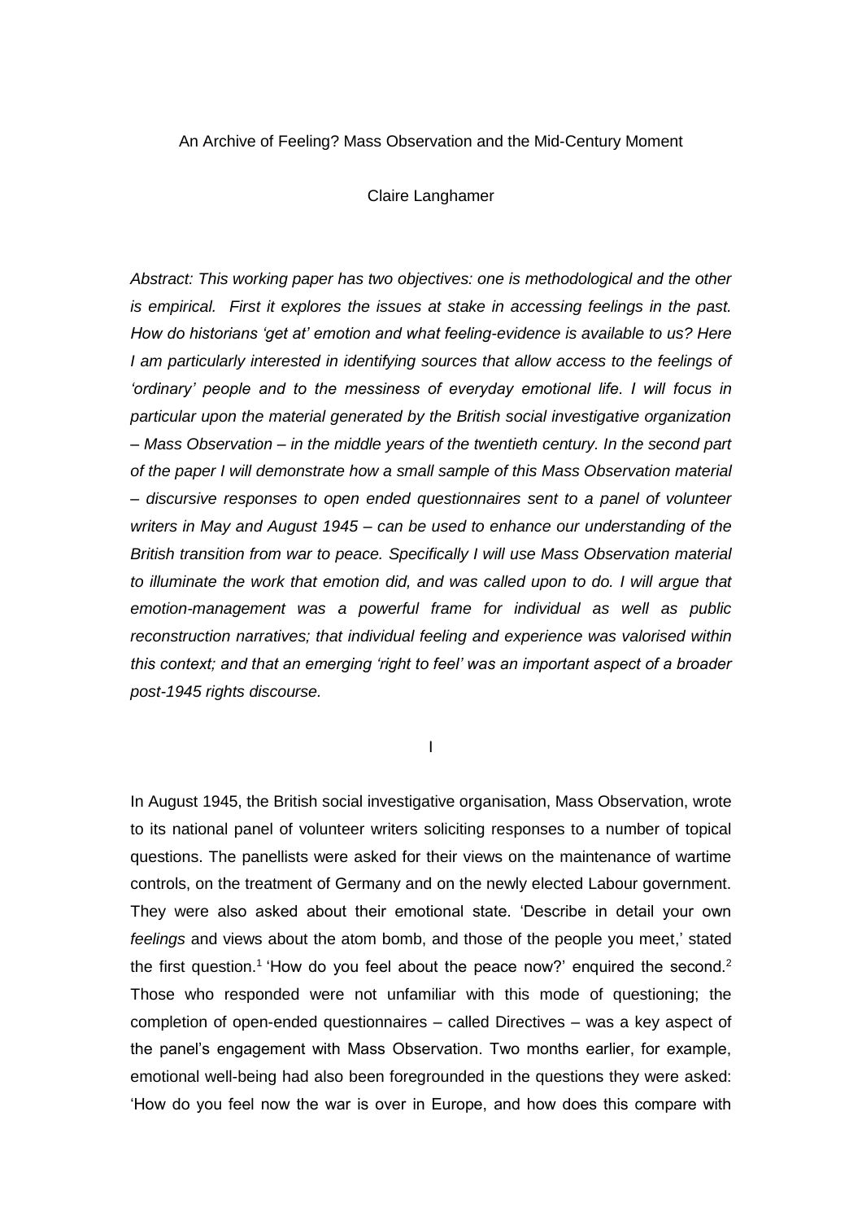An Archive of Feeling? Mass Observation and the Mid-Century Moment

Claire Langhamer

*Abstract: This working paper has two objectives: one is methodological and the other is empirical. First it explores the issues at stake in accessing feelings in the past. How do historians 'get at' emotion and what feeling-evidence is available to us? Here I am particularly interested in identifying sources that allow access to the feelings of 'ordinary' people and to the messiness of everyday emotional life. I will focus in particular upon the material generated by the British social investigative organization – Mass Observation – in the middle years of the twentieth century. In the second part of the paper I will demonstrate how a small sample of this Mass Observation material – discursive responses to open ended questionnaires sent to a panel of volunteer writers in May and August 1945 – can be used to enhance our understanding of the British transition from war to peace. Specifically I will use Mass Observation material to illuminate the work that emotion did, and was called upon to do. I will argue that emotion-management was a powerful frame for individual as well as public reconstruction narratives; that individual feeling and experience was valorised within this context; and that an emerging 'right to feel' was an important aspect of a broader post-1945 rights discourse.*

I

In August 1945, the British social investigative organisation, Mass Observation, wrote to its national panel of volunteer writers soliciting responses to a number of topical questions. The panellists were asked for their views on the maintenance of wartime controls, on the treatment of Germany and on the newly elected Labour government. They were also asked about their emotional state. 'Describe in detail your own *feelings* and views about the atom bomb, and those of the people you meet,' stated the first question.[1] 'How do you feel about the peace now?' enquired the second.[2] Those who responded were not unfamiliar with this mode of questioning; the completion of open-ended questionnaires – called Directives – was a key aspect of the panel's engagement with Mass Observation. Two months earlier, for example, emotional well-being had also been foregrounded in the questions they were asked: 'How do you feel now the war is over in Europe, and how does this compare with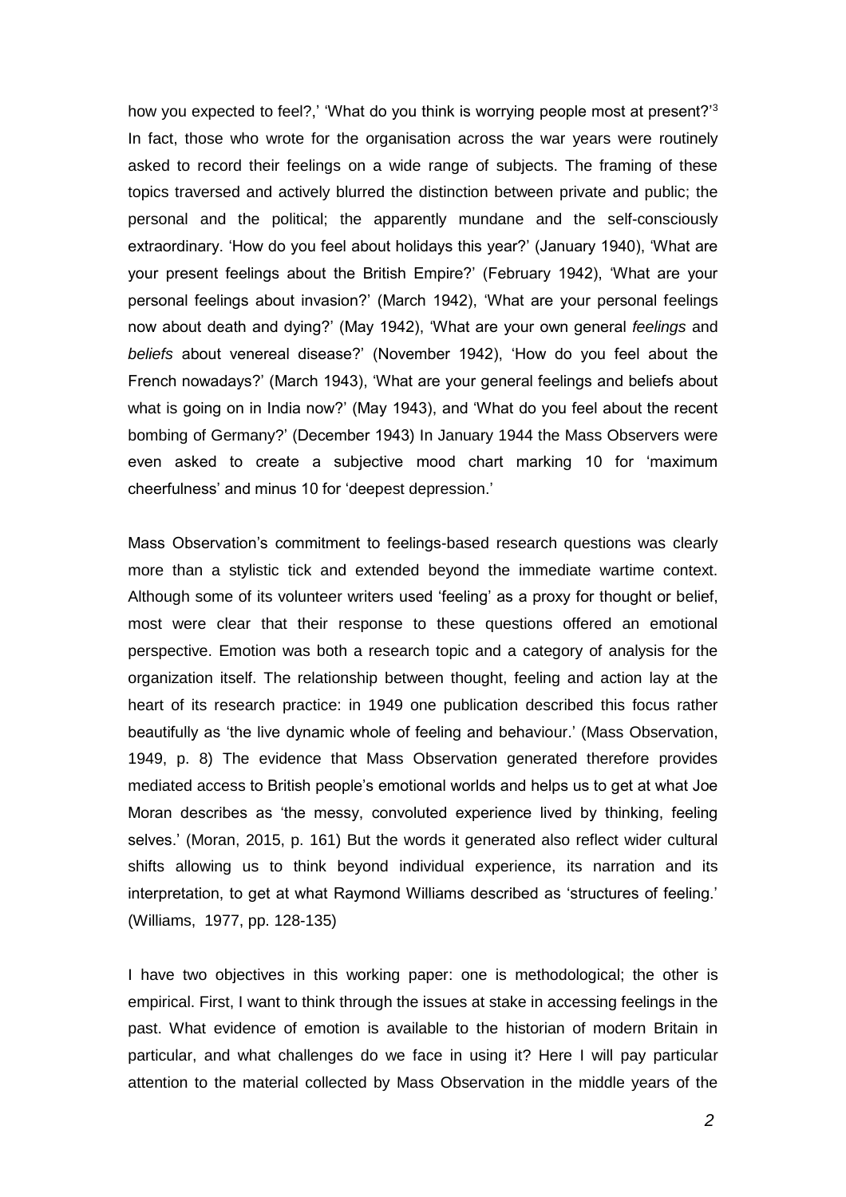how you expected to feel?,' 'What do you think is worrying people most at present?'[3] In fact, those who wrote for the organisation across the war years were routinely asked to record their feelings on a wide range of subjects. The framing of these topics traversed and actively blurred the distinction between private and public; the personal and the political; the apparently mundane and the self-consciously extraordinary. 'How do you feel about holidays this year?' (January 1940), 'What are your present feelings about the British Empire?' (February 1942), 'What are your personal feelings about invasion?' (March 1942), 'What are your personal feelings now about death and dying?' (May 1942), 'What are your own general *feelings* and *beliefs* about venereal disease?' (November 1942), 'How do you feel about the French nowadays?' (March 1943), 'What are your general feelings and beliefs about what is going on in India now?' (May 1943), and 'What do you feel about the recent bombing of Germany?' (December 1943) In January 1944 the Mass Observers were even asked to create a subjective mood chart marking 10 for 'maximum cheerfulness' and minus 10 for 'deepest depression.'

Mass Observation's commitment to feelings-based research questions was clearly more than a stylistic tick and extended beyond the immediate wartime context. Although some of its volunteer writers used 'feeling' as a proxy for thought or belief, most were clear that their response to these questions offered an emotional perspective. Emotion was both a research topic and a category of analysis for the organization itself. The relationship between thought, feeling and action lay at the heart of its research practice: in 1949 one publication described this focus rather beautifully as 'the live dynamic whole of feeling and behaviour.' (Mass Observation, 1949, p. 8) The evidence that Mass Observation generated therefore provides mediated access to British people's emotional worlds and helps us to get at what Joe Moran describes as 'the messy, convoluted experience lived by thinking, feeling selves.' (Moran, 2015, p. 161) But the words it generated also reflect wider cultural shifts allowing us to think beyond individual experience, its narration and its interpretation, to get at what Raymond Williams described as 'structures of feeling.' (Williams, 1977, pp. 128-135)

I have two objectives in this working paper: one is methodological; the other is empirical. First, I want to think through the issues at stake in accessing feelings in the past. What evidence of emotion is available to the historian of modern Britain in particular, and what challenges do we face in using it? Here I will pay particular attention to the material collected by Mass Observation in the middle years of the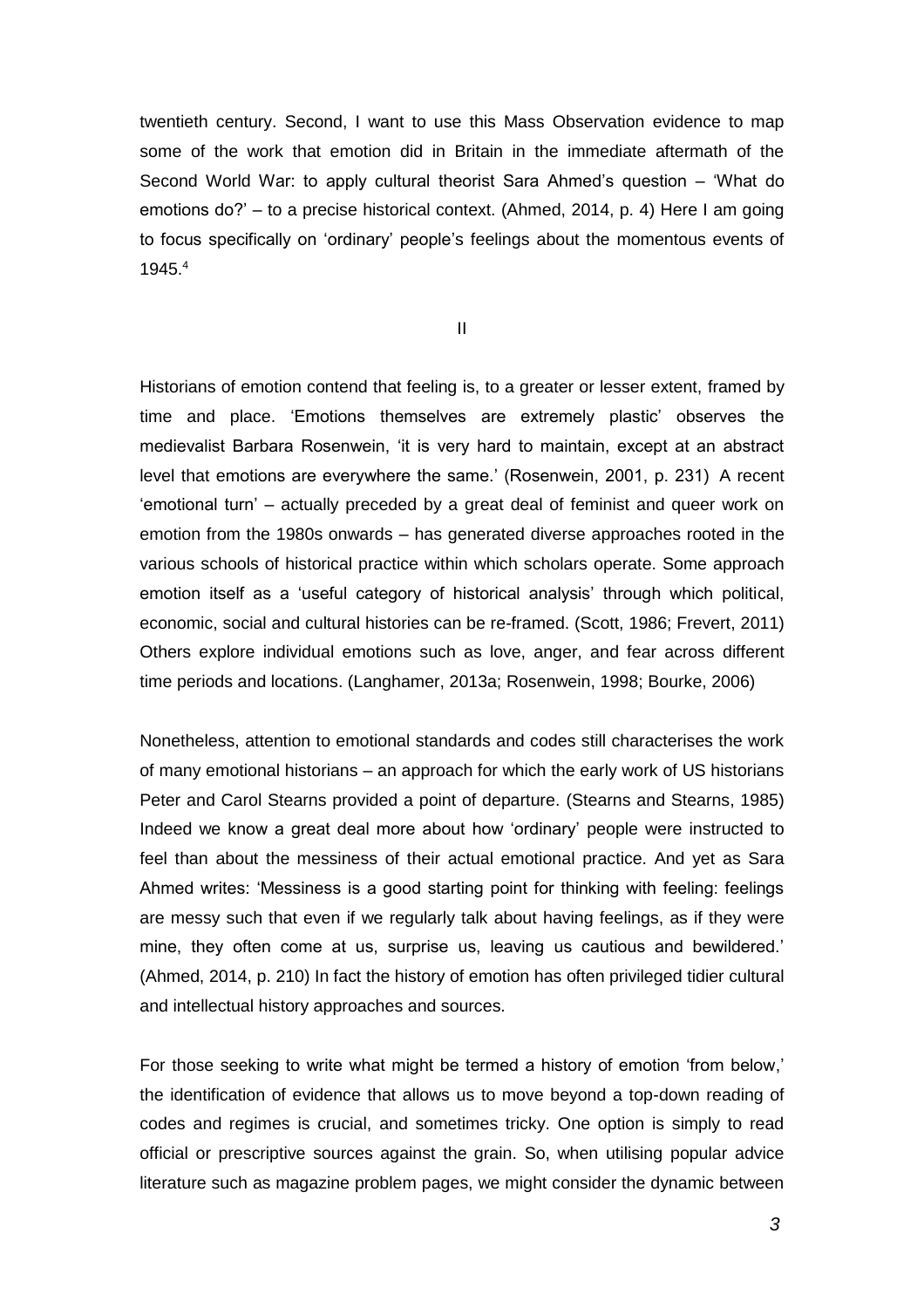twentieth century. Second, I want to use this Mass Observation evidence to map some of the work that emotion did in Britain in the immediate aftermath of the Second World War: to apply cultural theorist Sara Ahmed's question – 'What do emotions do?' – to a precise historical context. (Ahmed, 2014, p. 4) Here I am going to focus specifically on 'ordinary' people's feelings about the momentous events of 1945.[4]

II

Historians of emotion contend that feeling is, to a greater or lesser extent, framed by time and place. 'Emotions themselves are extremely plastic' observes the medievalist Barbara Rosenwein, 'it is very hard to maintain, except at an abstract level that emotions are everywhere the same.' (Rosenwein, 2001, p. 231) A recent 'emotional turn' – actually preceded by a great deal of feminist and queer work on emotion from the 1980s onwards – has generated diverse approaches rooted in the various schools of historical practice within which scholars operate. Some approach emotion itself as a 'useful category of historical analysis' through which political, economic, social and cultural histories can be re-framed. (Scott, 1986; Frevert, 2011) Others explore individual emotions such as love, anger, and fear across different time periods and locations. (Langhamer, 2013a; Rosenwein, 1998; Bourke, 2006)

Nonetheless, attention to emotional standards and codes still characterises the work of many emotional historians – an approach for which the early work of US historians Peter and Carol Stearns provided a point of departure. (Stearns and Stearns, 1985) Indeed we know a great deal more about how 'ordinary' people were instructed to feel than about the messiness of their actual emotional practice. And yet as Sara Ahmed writes: 'Messiness is a good starting point for thinking with feeling: feelings are messy such that even if we regularly talk about having feelings, as if they were mine, they often come at us, surprise us, leaving us cautious and bewildered.' (Ahmed, 2014, p. 210) In fact the history of emotion has often privileged tidier cultural and intellectual history approaches and sources.

For those seeking to write what might be termed a history of emotion 'from below,' the identification of evidence that allows us to move beyond a top-down reading of codes and regimes is crucial, and sometimes tricky. One option is simply to read official or prescriptive sources against the grain. So, when utilising popular advice literature such as magazine problem pages, we might consider the dynamic between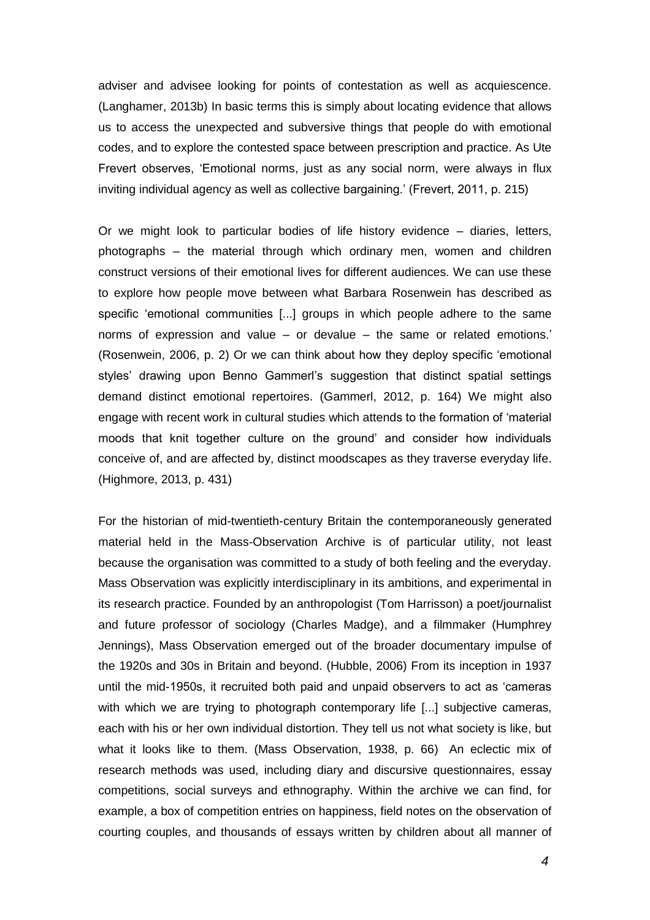adviser and advisee looking for points of contestation as well as acquiescence. (Langhamer, 2013b) In basic terms this is simply about locating evidence that allows us to access the unexpected and subversive things that people do with emotional codes, and to explore the contested space between prescription and practice. As Ute Frevert observes, 'Emotional norms, just as any social norm, were always in flux inviting individual agency as well as collective bargaining.' (Frevert, 2011, p. 215)

Or we might look to particular bodies of life history evidence – diaries, letters, photographs – the material through which ordinary men, women and children construct versions of their emotional lives for different audiences. We can use these to explore how people move between what Barbara Rosenwein has described as specific 'emotional communities [...] groups in which people adhere to the same norms of expression and value – or devalue – the same or related emotions.' (Rosenwein, 2006, p. 2) Or we can think about how they deploy specific 'emotional styles' drawing upon Benno Gammerl's suggestion that distinct spatial settings demand distinct emotional repertoires. (Gammerl, 2012, p. 164) We might also engage with recent work in cultural studies which attends to the formation of 'material moods that knit together culture on the ground' and consider how individuals conceive of, and are affected by, distinct moodscapes as they traverse everyday life. (Highmore, 2013, p. 431)

For the historian of mid-twentieth-century Britain the contemporaneously generated material held in the Mass-Observation Archive is of particular utility, not least because the organisation was committed to a study of both feeling and the everyday. Mass Observation was explicitly interdisciplinary in its ambitions, and experimental in its research practice. Founded by an anthropologist (Tom Harrisson) a poet/journalist and future professor of sociology (Charles Madge), and a filmmaker (Humphrey Jennings), Mass Observation emerged out of the broader documentary impulse of the 1920s and 30s in Britain and beyond. (Hubble, 2006) From its inception in 1937 until the mid-1950s, it recruited both paid and unpaid observers to act as 'cameras with which we are trying to photograph contemporary life [...] subjective cameras, each with his or her own individual distortion. They tell us not what society is like, but what it looks like to them. (Mass Observation, 1938, p. 66) An eclectic mix of research methods was used, including diary and discursive questionnaires, essay competitions, social surveys and ethnography. Within the archive we can find, for example, a box of competition entries on happiness, field notes on the observation of courting couples, and thousands of essays written by children about all manner of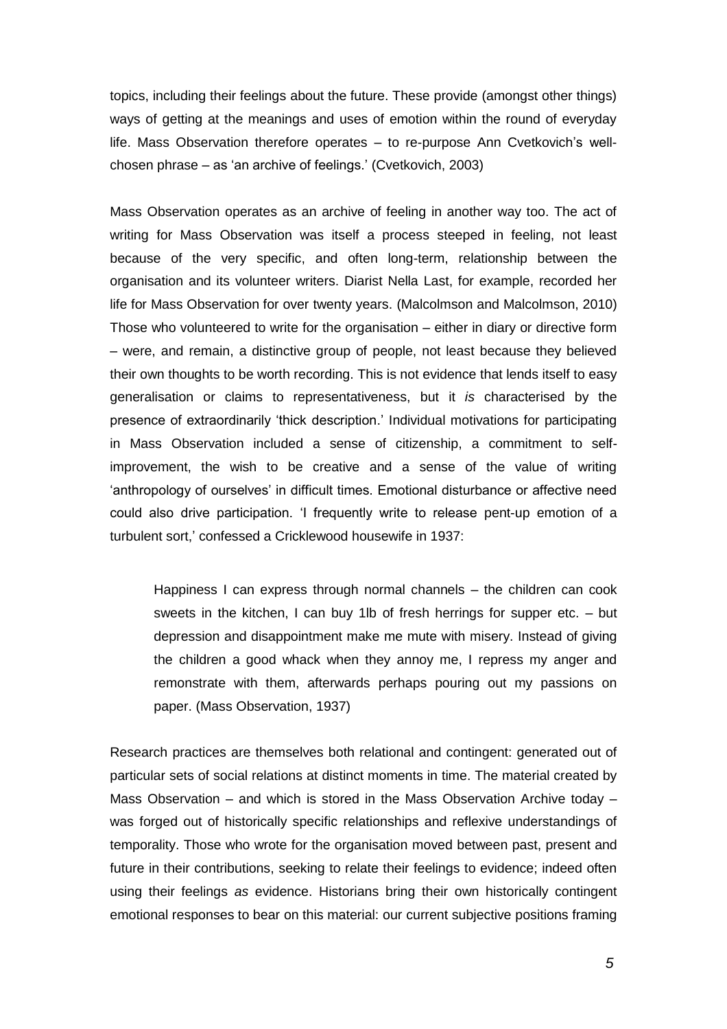topics, including their feelings about the future. These provide (amongst other things) ways of getting at the meanings and uses of emotion within the round of everyday life. Mass Observation therefore operates – to re-purpose Ann Cvetkovich's well-chosen phrase – as 'an archive of feelings.' (Cvetkovich, 2003)

Mass Observation operates as an archive of feeling in another way too. The act of writing for Mass Observation was itself a process steeped in feeling, not least because of the very specific, and often long-term, relationship between the organisation and its volunteer writers. Diarist Nella Last, for example, recorded her life for Mass Observation for over twenty years. (Malcolmson and Malcolmson, 2010) Those who volunteered to write for the organisation – either in diary or directive form – were, and remain, a distinctive group of people, not least because they believed their own thoughts to be worth recording. This is not evidence that lends itself to easy generalisation or claims to representativeness, but it *is* characterised by the presence of extraordinarily 'thick description.' Individual motivations for participating in Mass Observation included a sense of citizenship, a commitment to self-improvement, the wish to be creative and a sense of the value of writing 'anthropology of ourselves' in difficult times. Emotional disturbance or affective need could also drive participation. 'I frequently write to release pent-up emotion of a turbulent sort,' confessed a Cricklewood housewife in 1937:

> Happiness I can express through normal channels – the children can cook sweets in the kitchen, I can buy 1lb of fresh herrings for supper etc. – but depression and disappointment make me mute with misery. Instead of giving the children a good whack when they annoy me, I repress my anger and remonstrate with them, afterwards perhaps pouring out my passions on paper. (Mass Observation, 1937)

Research practices are themselves both relational and contingent: generated out of particular sets of social relations at distinct moments in time. The material created by Mass Observation – and which is stored in the Mass Observation Archive today – was forged out of historically specific relationships and reflexive understandings of temporality. Those who wrote for the organisation moved between past, present and future in their contributions, seeking to relate their feelings to evidence; indeed often using their feelings *as* evidence. Historians bring their own historically contingent emotional responses to bear on this material: our current subjective positions framing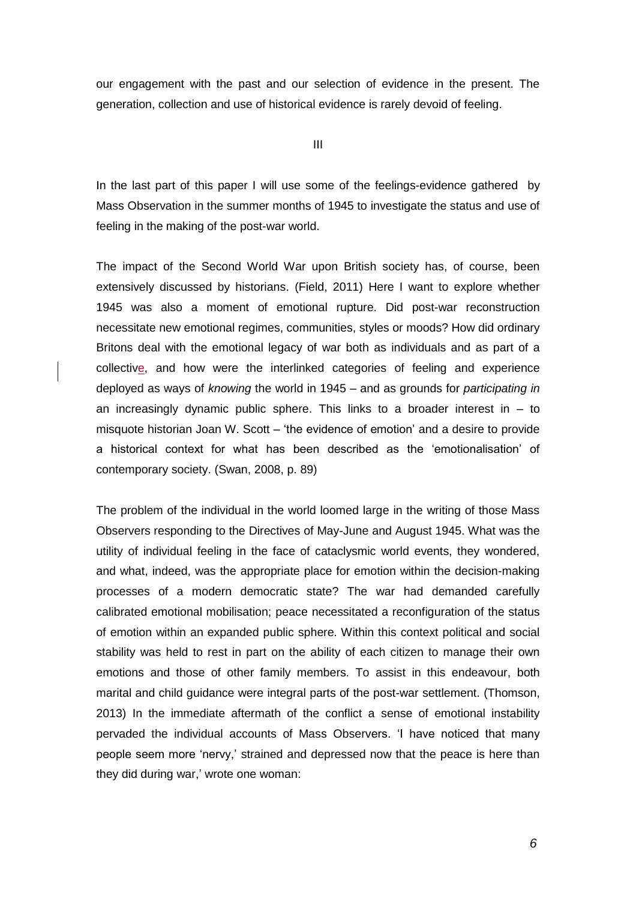our engagement with the past and our selection of evidence in the present. The generation, collection and use of historical evidence is rarely devoid of feeling.

III

In the last part of this paper I will use some of the feelings-evidence gathered by Mass Observation in the summer months of 1945 to investigate the status and use of feeling in the making of the post-war world.

The impact of the Second World War upon British society has, of course, been extensively discussed by historians. (Field, 2011) Here I want to explore whether 1945 was also a moment of emotional rupture. Did post-war reconstruction necessitate new emotional regimes, communities, styles or moods? How did ordinary Britons deal with the emotional legacy of war both as individuals and as part of a collective, and how were the interlinked categories of feeling and experience deployed as ways of *knowing* the world in 1945 – and as grounds for *participating in* an increasingly dynamic public sphere. This links to a broader interest in – to misquote historian Joan W. Scott – 'the evidence of emotion' and a desire to provide a historical context for what has been described as the 'emotionalisation' of contemporary society. (Swan, 2008, p. 89)

The problem of the individual in the world loomed large in the writing of those Mass Observers responding to the Directives of May-June and August 1945. What was the utility of individual feeling in the face of cataclysmic world events, they wondered, and what, indeed, was the appropriate place for emotion within the decision-making processes of a modern democratic state? The war had demanded carefully calibrated emotional mobilisation; peace necessitated a reconfiguration of the status of emotion within an expanded public sphere. Within this context political and social stability was held to rest in part on the ability of each citizen to manage their own emotions and those of other family members. To assist in this endeavour, both marital and child guidance were integral parts of the post-war settlement. (Thomson, 2013) In the immediate aftermath of the conflict a sense of emotional instability pervaded the individual accounts of Mass Observers. 'I have noticed that many people seem more 'nervy,' strained and depressed now that the peace is here than they did during war,' wrote one woman: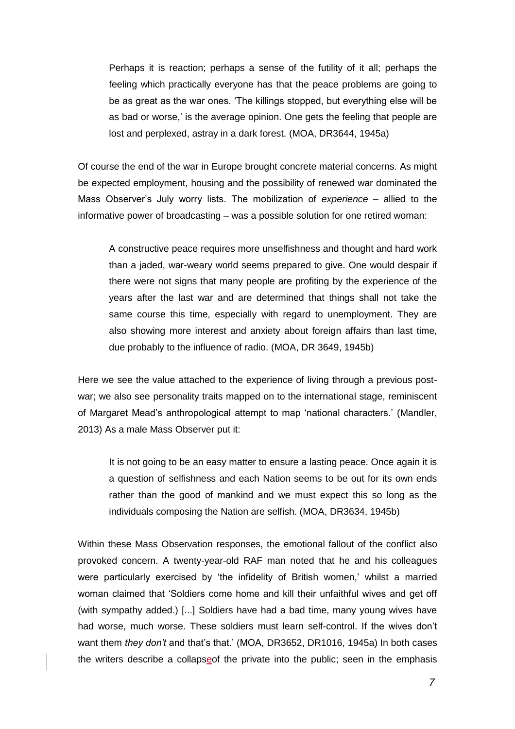> Perhaps it is reaction; perhaps a sense of the futility of it all; perhaps the feeling which practically everyone has that the peace problems are going to be as great as the war ones. 'The killings stopped, but everything else will be as bad or worse,' is the average opinion. One gets the feeling that people are lost and perplexed, astray in a dark forest. (MOA, DR3644, 1945a)

Of course the end of the war in Europe brought concrete material concerns. As might be expected employment, housing and the possibility of renewed war dominated the Mass Observer's July worry lists. The mobilization of *experience* – allied to the informative power of broadcasting – was a possible solution for one retired woman:

> A constructive peace requires more unselfishness and thought and hard work than a jaded, war-weary world seems prepared to give. One would despair if there were not signs that many people are profiting by the experience of the years after the last war and are determined that things shall not take the same course this time, especially with regard to unemployment. They are also showing more interest and anxiety about foreign affairs than last time, due probably to the influence of radio. (MOA, DR 3649, 1945b)

Here we see the value attached to the experience of living through a previous post-war; we also see personality traits mapped on to the international stage, reminiscent of Margaret Mead's anthropological attempt to map 'national characters.' (Mandler, 2013) As a male Mass Observer put it:

> It is not going to be an easy matter to ensure a lasting peace. Once again it is a question of selfishness and each Nation seems to be out for its own ends rather than the good of mankind and we must expect this so long as the individuals composing the Nation are selfish. (MOA, DR3634, 1945b)

Within these Mass Observation responses, the emotional fallout of the conflict also provoked concern. A twenty-year-old RAF man noted that he and his colleagues were particularly exercised by 'the infidelity of British women,' whilst a married woman claimed that 'Soldiers come home and kill their unfaithful wives and get off (with sympathy added.) [...] Soldiers have had a bad time, many young wives have had worse, much worse. These soldiers must learn self-control. If the wives don't want them *they don't* and that's that.' (MOA, DR3652, DR1016, 1945a) In both cases the writers describe a collapse of the private into the public; seen in the emphasis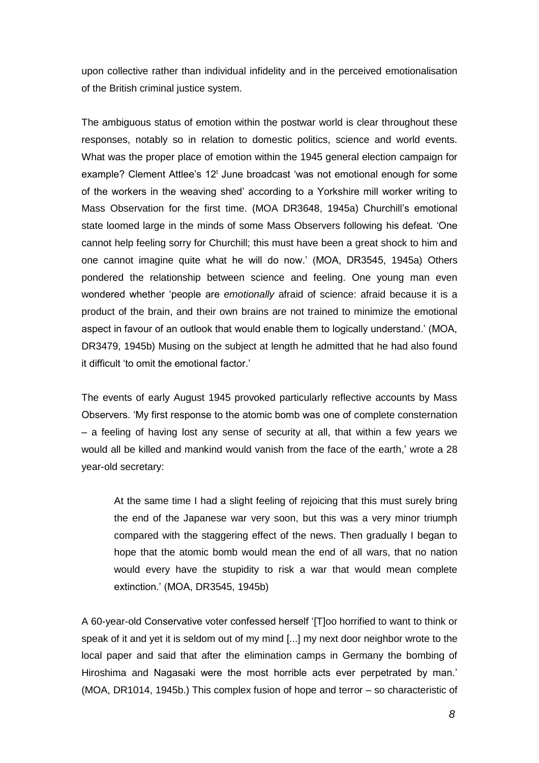upon collective rather than individual infidelity and in the perceived emotionalisation of the British criminal justice system.

The ambiguous status of emotion within the postwar world is clear throughout these responses, notably so in relation to domestic politics, science and world events. What was the proper place of emotion within the 1945 general election campaign for example? Clement Attlee's 12[t] June broadcast 'was not emotional enough for some of the workers in the weaving shed' according to a Yorkshire mill worker writing to Mass Observation for the first time. (MOA DR3648, 1945a) Churchill's emotional state loomed large in the minds of some Mass Observers following his defeat. 'One cannot help feeling sorry for Churchill; this must have been a great shock to him and one cannot imagine quite what he will do now.' (MOA, DR3545, 1945a) Others pondered the relationship between science and feeling. One young man even wondered whether 'people are *emotionally* afraid of science: afraid because it is a product of the brain, and their own brains are not trained to minimize the emotional aspect in favour of an outlook that would enable them to logically understand.' (MOA, DR3479, 1945b) Musing on the subject at length he admitted that he had also found it difficult 'to omit the emotional factor.'

The events of early August 1945 provoked particularly reflective accounts by Mass Observers. 'My first response to the atomic bomb was one of complete consternation – a feeling of having lost any sense of security at all, that within a few years we would all be killed and mankind would vanish from the face of the earth,' wrote a 28 year-old secretary:

> At the same time I had a slight feeling of rejoicing that this must surely bring the end of the Japanese war very soon, but this was a very minor triumph compared with the staggering effect of the news. Then gradually I began to hope that the atomic bomb would mean the end of all wars, that no nation would every have the stupidity to risk a war that would mean complete extinction.' (MOA, DR3545, 1945b)

A 60-year-old Conservative voter confessed herself '[T]oo horrified to want to think or speak of it and yet it is seldom out of my mind [...] my next door neighbor wrote to the local paper and said that after the elimination camps in Germany the bombing of Hiroshima and Nagasaki were the most horrible acts ever perpetrated by man.' (MOA, DR1014, 1945b.) This complex fusion of hope and terror – so characteristic of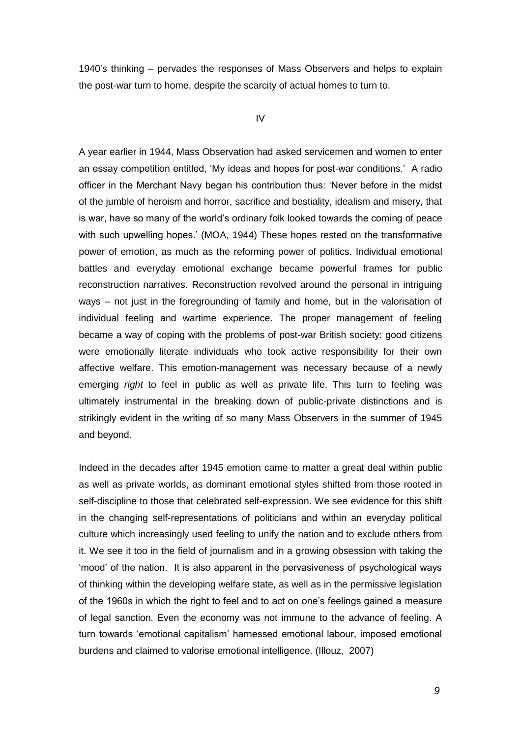1940's thinking – pervades the responses of Mass Observers and helps to explain the post-war turn to home, despite the scarcity of actual homes to turn to.

## IV

A year earlier in 1944, Mass Observation had asked servicemen and women to enter an essay competition entitled, 'My ideas and hopes for post-war conditions.' A radio officer in the Merchant Navy began his contribution thus: 'Never before in the midst of the jumble of heroism and horror, sacrifice and bestiality, idealism and misery, that is war, have so many of the world's ordinary folk looked towards the coming of peace with such upwelling hopes.' (MOA, 1944) These hopes rested on the transformative power of emotion, as much as the reforming power of politics. Individual emotional battles and everyday emotional exchange became powerful frames for public reconstruction narratives. Reconstruction revolved around the personal in intriguing ways – not just in the foregrounding of family and home, but in the valorisation of individual feeling and wartime experience. The proper management of feeling became a way of coping with the problems of post-war British society: good citizens were emotionally literate individuals who took active responsibility for their own affective welfare. This emotion-management was necessary because of a newly emerging *right* to feel in public as well as private life. This turn to feeling was ultimately instrumental in the breaking down of public-private distinctions and is strikingly evident in the writing of so many Mass Observers in the summer of 1945 and beyond.

Indeed in the decades after 1945 emotion came to matter a great deal within public as well as private worlds, as dominant emotional styles shifted from those rooted in self-discipline to those that celebrated self-expression. We see evidence for this shift in the changing self-representations of politicians and within an everyday political culture which increasingly used feeling to unify the nation and to exclude others from it. We see it too in the field of journalism and in a growing obsession with taking the 'mood' of the nation. It is also apparent in the pervasiveness of psychological ways of thinking within the developing welfare state, as well as in the permissive legislation of the 1960s in which the right to feel and to act on one's feelings gained a measure of legal sanction. Even the economy was not immune to the advance of feeling. A turn towards 'emotional capitalism' harnessed emotional labour, imposed emotional burdens and claimed to valorise emotional intelligence. (Illouz, 2007)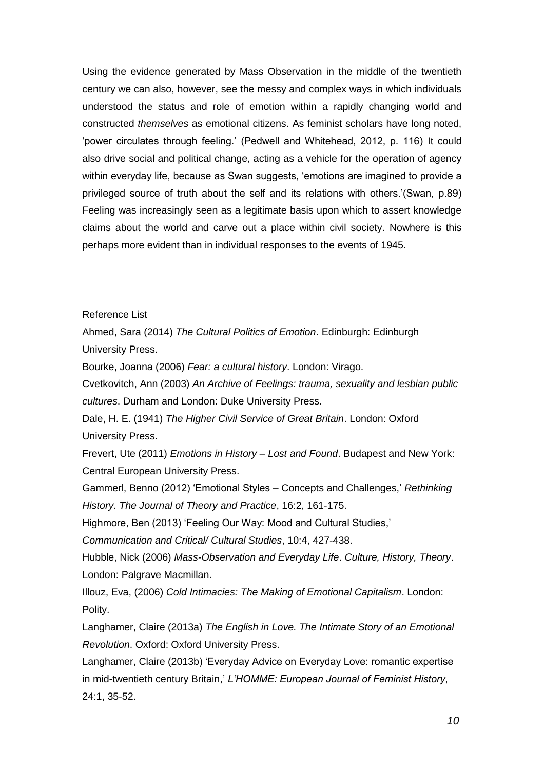Using the evidence generated by Mass Observation in the middle of the twentieth century we can also, however, see the messy and complex ways in which individuals understood the status and role of emotion within a rapidly changing world and constructed *themselves* as emotional citizens. As feminist scholars have long noted, 'power circulates through feeling.' (Pedwell and Whitehead, 2012, p. 116) It could also drive social and political change, acting as a vehicle for the operation of agency within everyday life, because as Swan suggests, 'emotions are imagined to provide a privileged source of truth about the self and its relations with others.'(Swan, p.89) Feeling was increasingly seen as a legitimate basis upon which to assert knowledge claims about the world and carve out a place within civil society. Nowhere is this perhaps more evident than in individual responses to the events of 1945.

Reference List

Ahmed, Sara (2014) *The Cultural Politics of Emotion*. Edinburgh: Edinburgh University Press.

Bourke, Joanna (2006) *Fear: a cultural history*. London: Virago.

Cvetkovitch, Ann (2003) *An Archive of Feelings: trauma, sexuality and lesbian public cultures*. Durham and London: Duke University Press.

Dale, H. E. (1941) *The Higher Civil Service of Great Britain*. London: Oxford University Press.

Frevert, Ute (2011) *Emotions in History – Lost and Found*. Budapest and New York: Central European University Press.

Gammerl, Benno (2012) 'Emotional Styles – Concepts and Challenges,' *Rethinking History. The Journal of Theory and Practice*, 16:2, 161-175.

Highmore, Ben (2013) 'Feeling Our Way: Mood and Cultural Studies,' *Communication and Critical/ Cultural Studies*, 10:4, 427-438.

Hubble, Nick (2006) *Mass-Observation and Everyday Life*. *Culture, History, Theory*. London: Palgrave Macmillan.

Illouz, Eva, (2006) *Cold Intimacies: The Making of Emotional Capitalism*. London: Polity.

Langhamer, Claire (2013a) *The English in Love. The Intimate Story of an Emotional Revolution*. Oxford: Oxford University Press.

Langhamer, Claire (2013b) 'Everyday Advice on Everyday Love: romantic expertise in mid-twentieth century Britain,' *L'HOMME: European Journal of Feminist History*, 24:1, 35-52.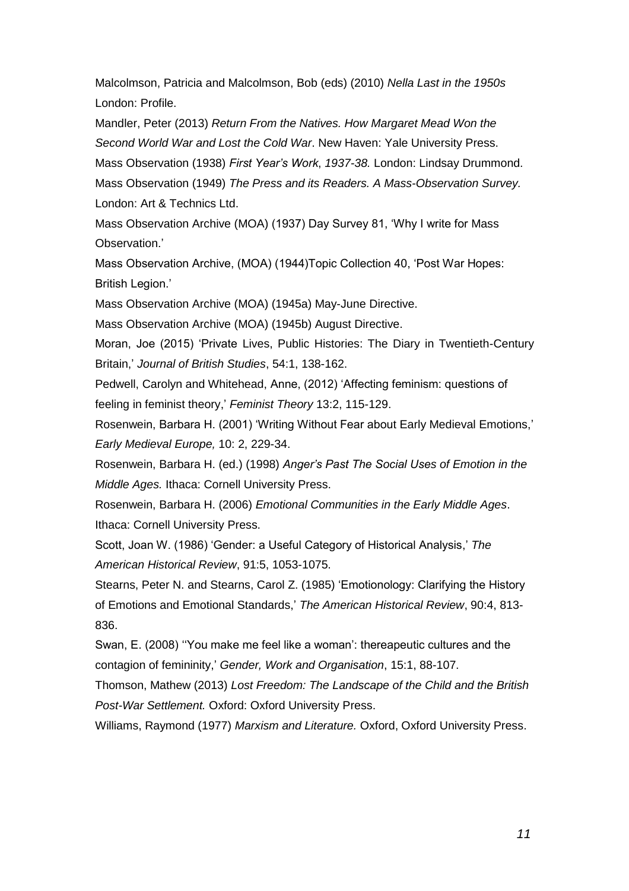Malcolmson, Patricia and Malcolmson, Bob (eds) (2010) *Nella Last in the 1950s* London: Profile.

Mandler, Peter (2013) *Return From the Natives. How Margaret Mead Won the Second World War and Lost the Cold War*. New Haven: Yale University Press.

Mass Observation (1938) *First Year's Work*, *1937-38.* London: Lindsay Drummond.

Mass Observation (1949) *The Press and its Readers. A Mass-Observation Survey.* London: Art & Technics Ltd.

Mass Observation Archive (MOA) (1937) Day Survey 81, 'Why I write for Mass Observation.'

Mass Observation Archive, (MOA) (1944)Topic Collection 40, 'Post War Hopes: British Legion.'

Mass Observation Archive (MOA) (1945a) May-June Directive.

Mass Observation Archive (MOA) (1945b) August Directive.

Moran, Joe (2015) 'Private Lives, Public Histories: The Diary in Twentieth-Century Britain,' *Journal of British Studies*, 54:1, 138-162.

Pedwell, Carolyn and Whitehead, Anne, (2012) 'Affecting feminism: questions of feeling in feminist theory,' *Feminist Theory* 13:2, 115-129.

Rosenwein, Barbara H. (2001) 'Writing Without Fear about Early Medieval Emotions,' *Early Medieval Europe,* 10: 2, 229-34.

Rosenwein, Barbara H. (ed.) (1998) *Anger's Past The Social Uses of Emotion in the Middle Ages.* Ithaca: Cornell University Press.

Rosenwein, Barbara H. (2006) *Emotional Communities in the Early Middle Ages*. Ithaca: Cornell University Press.

Scott, Joan W. (1986) 'Gender: a Useful Category of Historical Analysis,' *The American Historical Review*, 91:5, 1053-1075.

Stearns, Peter N. and Stearns, Carol Z. (1985) 'Emotionology: Clarifying the History of Emotions and Emotional Standards,' *The American Historical Review*, 90:4, 813-836.

Swan, E. (2008) ''You make me feel like a woman': thereapeutic cultures and the contagion of femininity,' *Gender, Work and Organisation*, 15:1, 88-107.

Thomson, Mathew (2013) *Lost Freedom: The Landscape of the Child and the British Post-War Settlement.* Oxford: Oxford University Press.

Williams, Raymond (1977) *Marxism and Literature.* Oxford, Oxford University Press.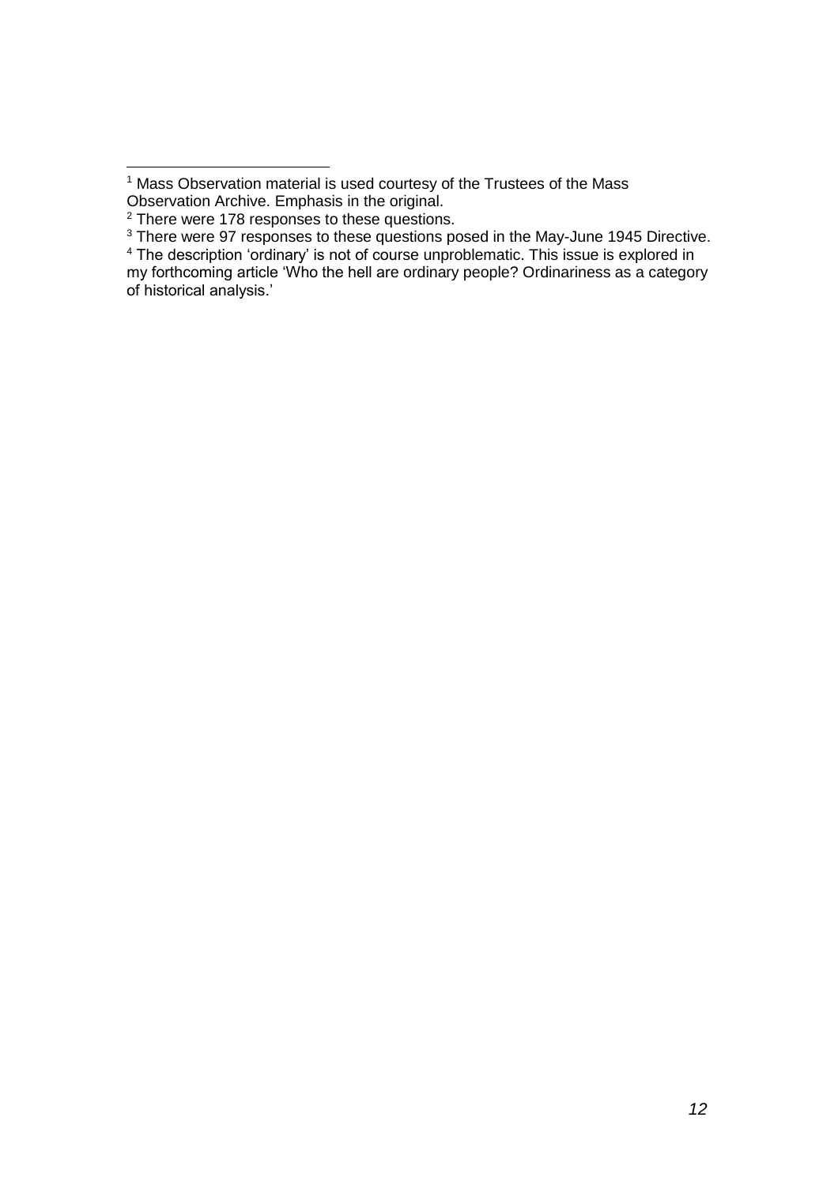[1] Mass Observation material is used courtesy of the Trustees of the Mass Observation Archive. Emphasis in the original.

[2] There were 178 responses to these questions.

[3] There were 97 responses to these questions posed in the May-June 1945 Directive.

[4] The description 'ordinary' is not of course unproblematic. This issue is explored in my forthcoming article 'Who the hell are ordinary people? Ordinariness as a category of historical analysis.'